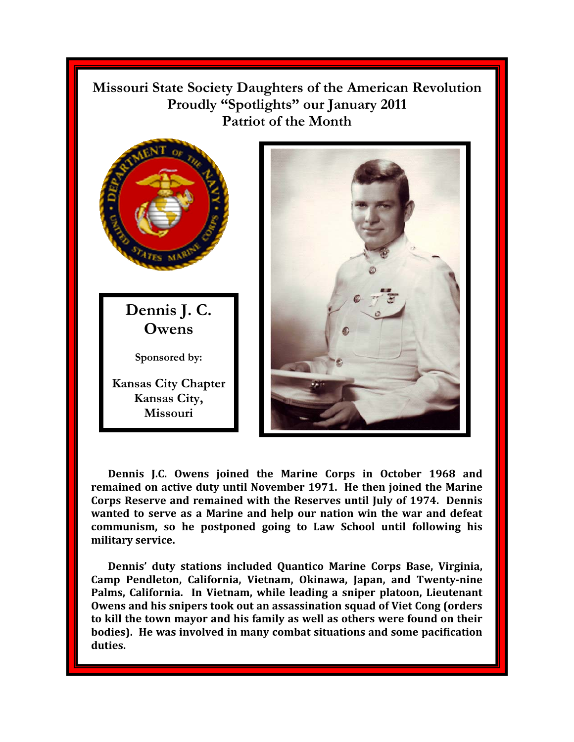# Missouri State Society Daughters of the American Revolution Proudly "Spotlights" our January 2011 Patriot of the Month

## Dennis J. C. Owens

**Sponsored by:**

**Kansas City Chapter
Kansas City,
Missouri**

**Dennis J.C. Owens joined the Marine Corps in October 1968 and remained on active duty until November 1971. He then joined the Marine Corps Reserve and remained with the Reserves until July of 1974. Dennis wanted to serve as a Marine and help our nation win the war and defeat communism, so he postponed going to Law School until following his military service.**

**Dennis' duty stations included Quantico Marine Corps Base, Virginia, Camp Pendleton, California, Vietnam, Okinawa, Japan, and Twenty-nine Palms, California. In Vietnam, while leading a sniper platoon, Lieutenant Owens and his snipers took out an assassination squad of Viet Cong (orders to kill the town mayor and his family as well as others were found on their bodies). He was involved in many combat situations and some pacification duties.**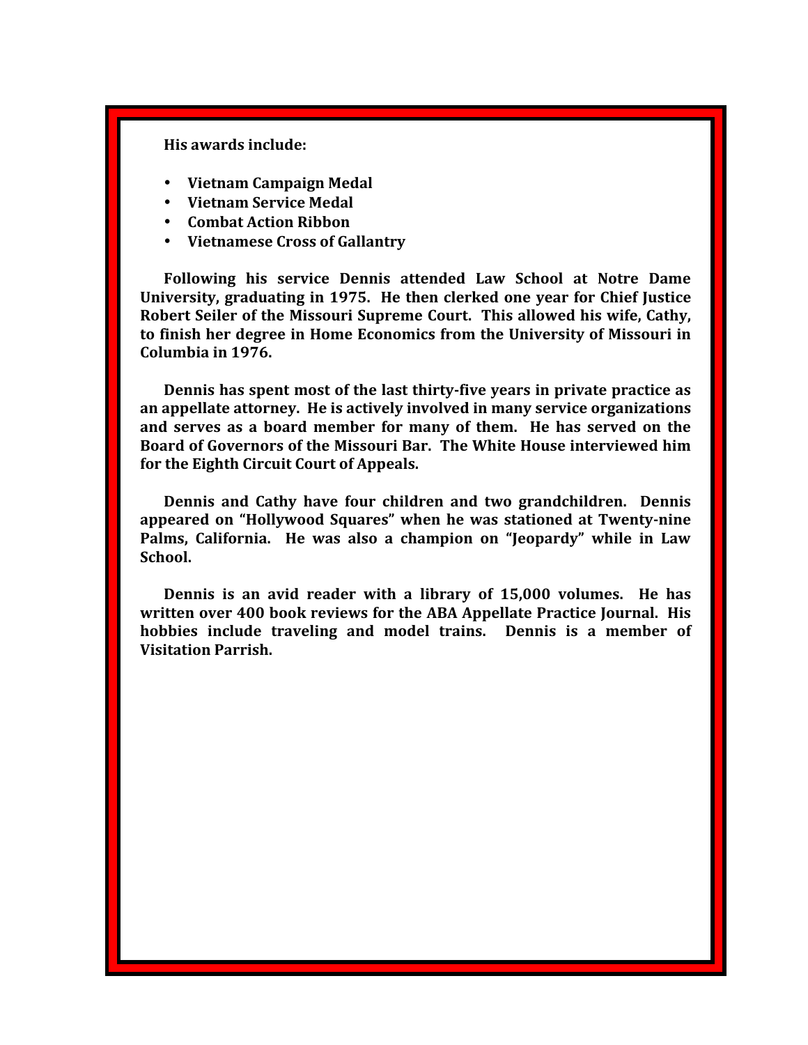**His awards include:**

- **Vietnam Campaign Medal**
- **Vietnam Service Medal**
- **Combat Action Ribbon**
- **Vietnamese Cross of Gallantry**

**Following his service Dennis attended Law School at Notre Dame University, graduating in 1975. He then clerked one year for Chief Justice Robert Seiler of the Missouri Supreme Court. This allowed his wife, Cathy, to finish her degree in Home Economics from the University of Missouri in Columbia in 1976.**

**Dennis has spent most of the last thirty-five years in private practice as an appellate attorney. He is actively involved in many service organizations and serves as a board member for many of them. He has served on the Board of Governors of the Missouri Bar. The White House interviewed him for the Eighth Circuit Court of Appeals.**

**Dennis and Cathy have four children and two grandchildren. Dennis appeared on "Hollywood Squares" when he was stationed at Twenty-nine Palms, California. He was also a champion on "Jeopardy" while in Law School.**

**Dennis is an avid reader with a library of 15,000 volumes. He has written over 400 book reviews for the ABA Appellate Practice Journal. His hobbies include traveling and model trains. Dennis is a member of Visitation Parrish.**